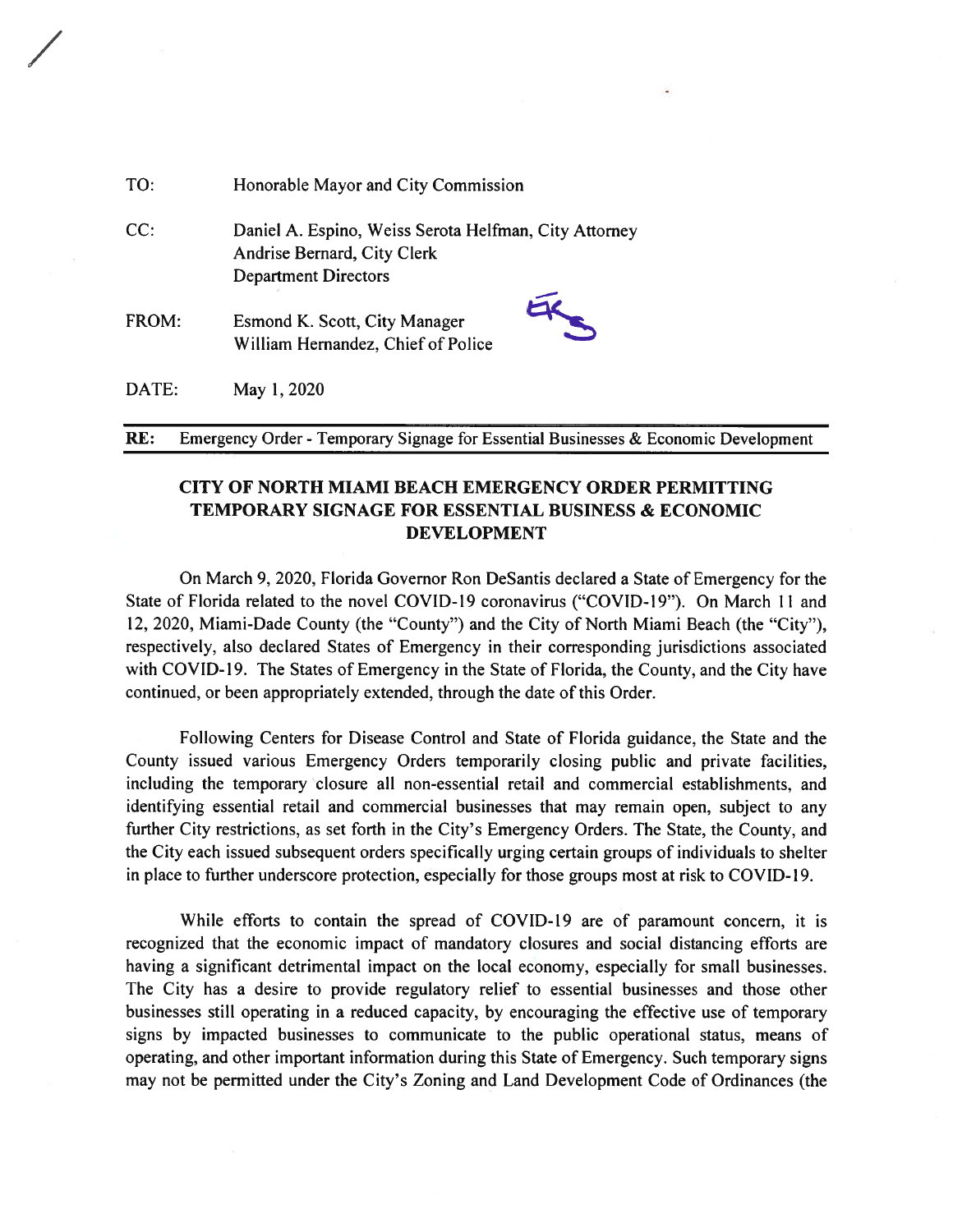| | |
|---|---|
| TO: | Honorable Mayor and City Commission |
| CC: | Daniel A. Espino, Weiss Serota Helfman, City Attorney<br>Andrise Bernard, City Clerk<br>Department Directors |
| FROM: | Esmond K. Scott, City Manager<br>William Hernandez, Chief of Police |
| DATE: | May 1, 2020 |

**RE:** Emergency Order - Temporary Signage for Essential Businesses & Economic Development

## CITY OF NORTH MIAMI BEACH EMERGENCY ORDER PERMITTING TEMPORARY SIGNAGE FOR ESSENTIAL BUSINESS & ECONOMIC DEVELOPMENT

On March 9, 2020, Florida Governor Ron DeSantis declared a State of Emergency for the State of Florida related to the novel COVID-19 coronavirus ("COVID-19"). On March 11 and 12, 2020, Miami-Dade County (the "County") and the City of North Miami Beach (the "City"), respectively, also declared States of Emergency in their corresponding jurisdictions associated with COVID-19. The States of Emergency in the State of Florida, the County, and the City have continued, or been appropriately extended, through the date of this Order.

Following Centers for Disease Control and State of Florida guidance, the State and the County issued various Emergency Orders temporarily closing public and private facilities, including the temporary closure all non-essential retail and commercial establishments, and identifying essential retail and commercial businesses that may remain open, subject to any further City restrictions, as set forth in the City's Emergency Orders. The State, the County, and the City each issued subsequent orders specifically urging certain groups of individuals to shelter in place to further underscore protection, especially for those groups most at risk to COVID-19.

While efforts to contain the spread of COVID-19 are of paramount concern, it is recognized that the economic impact of mandatory closures and social distancing efforts are having a significant detrimental impact on the local economy, especially for small businesses. The City has a desire to provide regulatory relief to essential businesses and those other businesses still operating in a reduced capacity, by encouraging the effective use of temporary signs by impacted businesses to communicate to the public operational status, means of operating, and other important information during this State of Emergency. Such temporary signs may not be permitted under the City's Zoning and Land Development Code of Ordinances (the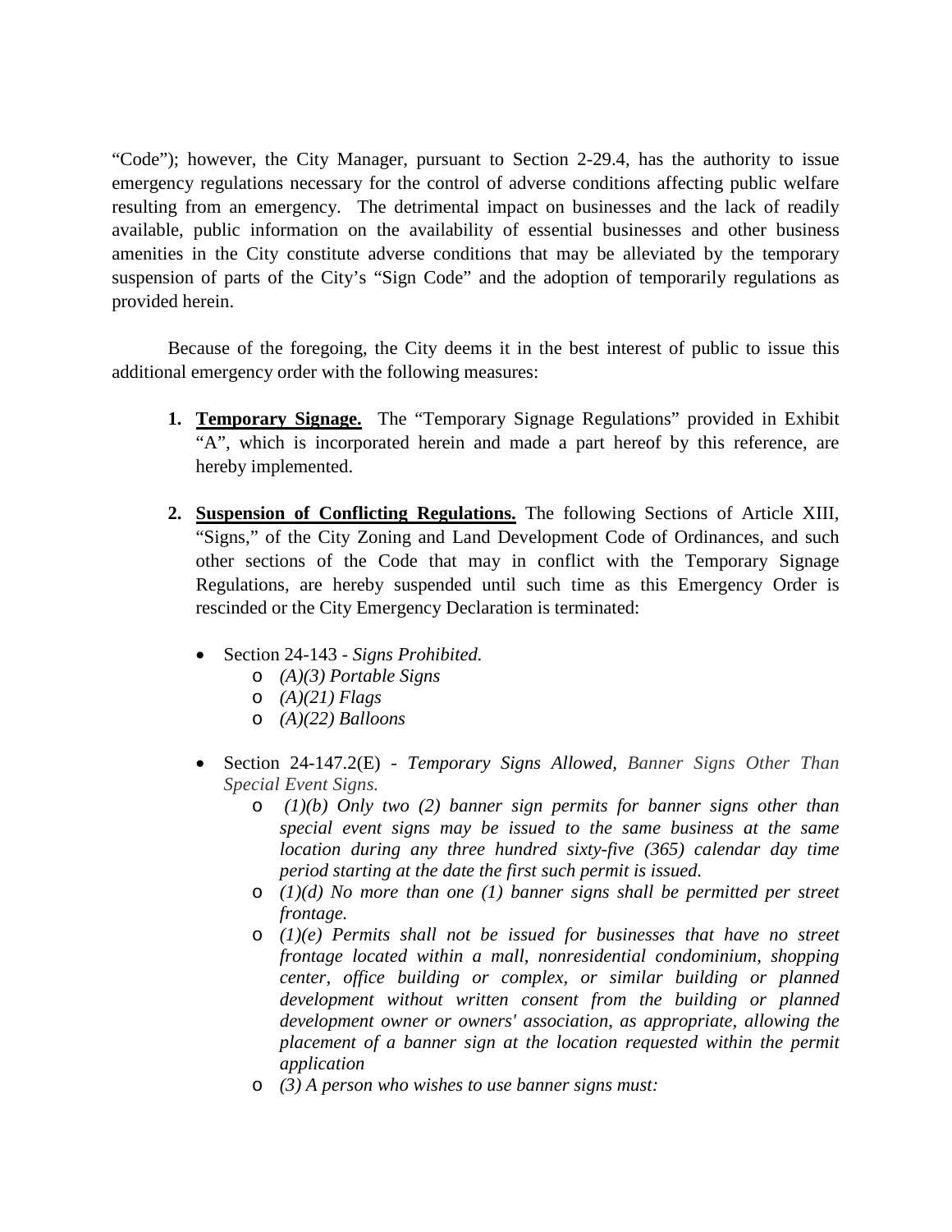“Code”); however, the City Manager, pursuant to Section 2-29.4, has the authority to issue emergency regulations necessary for the control of adverse conditions affecting public welfare resulting from an emergency. The detrimental impact on businesses and the lack of readily available, public information on the availability of essential businesses and other business amenities in the City constitute adverse conditions that may be alleviated by the temporary suspension of parts of the City’s “Sign Code” and the adoption of temporarily regulations as provided herein.

Because of the foregoing, the City deems it in the best interest of public to issue this additional emergency order with the following measures:

1. **Temporary Signage.** The “Temporary Signage Regulations” provided in Exhibit “A”, which is incorporated herein and made a part hereof by this reference, are hereby implemented.

2. **Suspension of Conflicting Regulations.** The following Sections of Article XIII, “Signs,” of the City Zoning and Land Development Code of Ordinances, and such other sections of the Code that may in conflict with the Temporary Signage Regulations, are hereby suspended until such time as this Emergency Order is rescinded or the City Emergency Declaration is terminated:

   - Section 24-143 - *Signs Prohibited.*
     - *(A)(3) Portable Signs*
     - *(A)(21) Flags*
     - *(A)(22) Balloons*

   - Section 24-147.2(E) - *Temporary Signs Allowed, Banner Signs Other Than Special Event Signs.*
     - *(1)(b) Only two (2) banner sign permits for banner signs other than special event signs may be issued to the same business at the same location during any three hundred sixty-five (365) calendar day time period starting at the date the first such permit is issued.*
     - *(1)(d) No more than one (1) banner signs shall be permitted per street frontage.*
     - *(1)(e) Permits shall not be issued for businesses that have no street frontage located within a mall, nonresidential condominium, shopping center, office building or complex, or similar building or planned development without written consent from the building or planned development owner or owners' association, as appropriate, allowing the placement of a banner sign at the location requested within the permit application*
     - *(3) A person who wishes to use banner signs must:*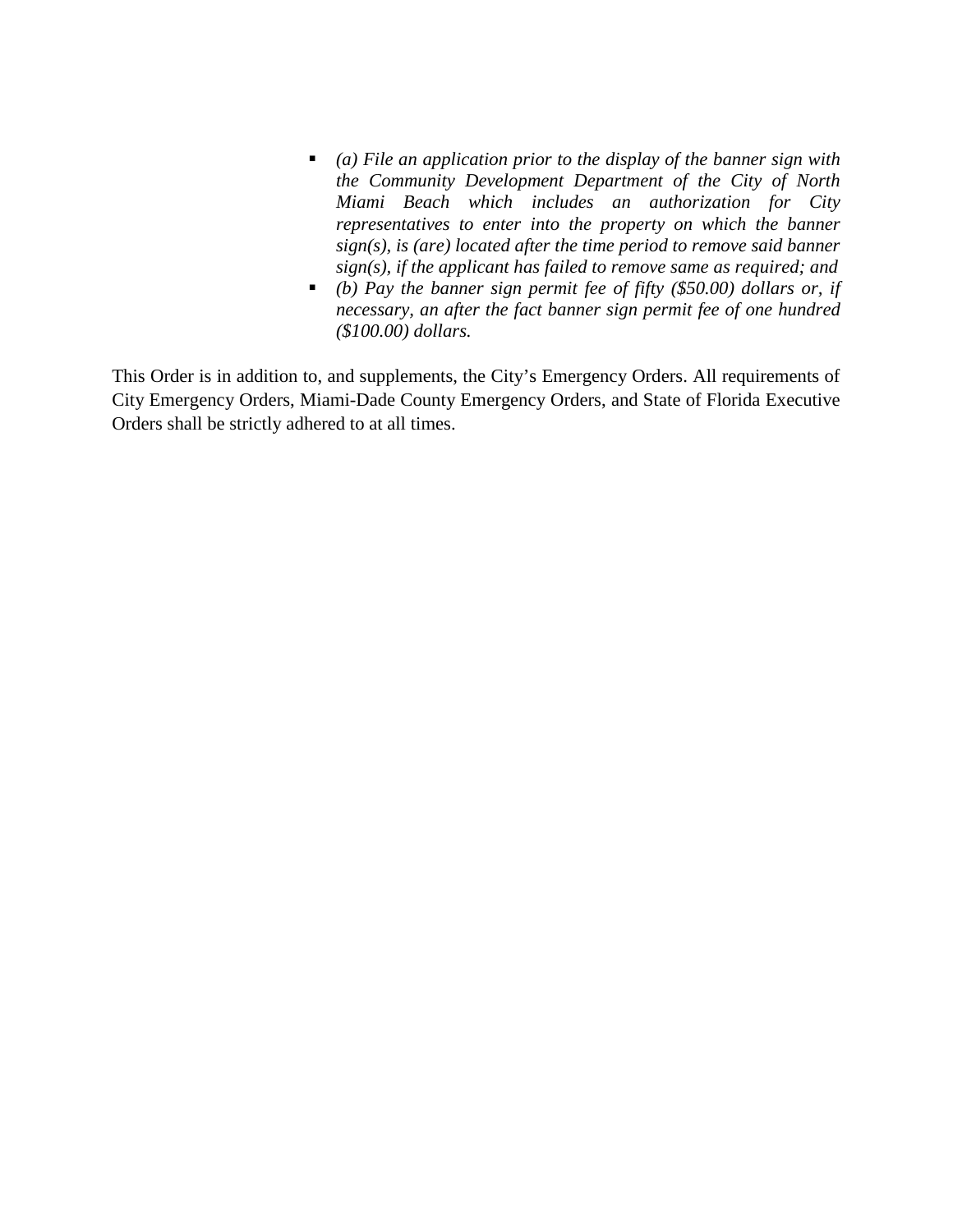- *(a) File an application prior to the display of the banner sign with the Community Development Department of the City of North Miami Beach which includes an authorization for City representatives to enter into the property on which the banner sign(s), is (are) located after the time period to remove said banner sign(s), if the applicant has failed to remove same as required; and*
- *(b) Pay the banner sign permit fee of fifty ($50.00) dollars or, if necessary, an after the fact banner sign permit fee of one hundred ($100.00) dollars.*

This Order is in addition to, and supplements, the City's Emergency Orders. All requirements of City Emergency Orders, Miami-Dade County Emergency Orders, and State of Florida Executive Orders shall be strictly adhered to at all times.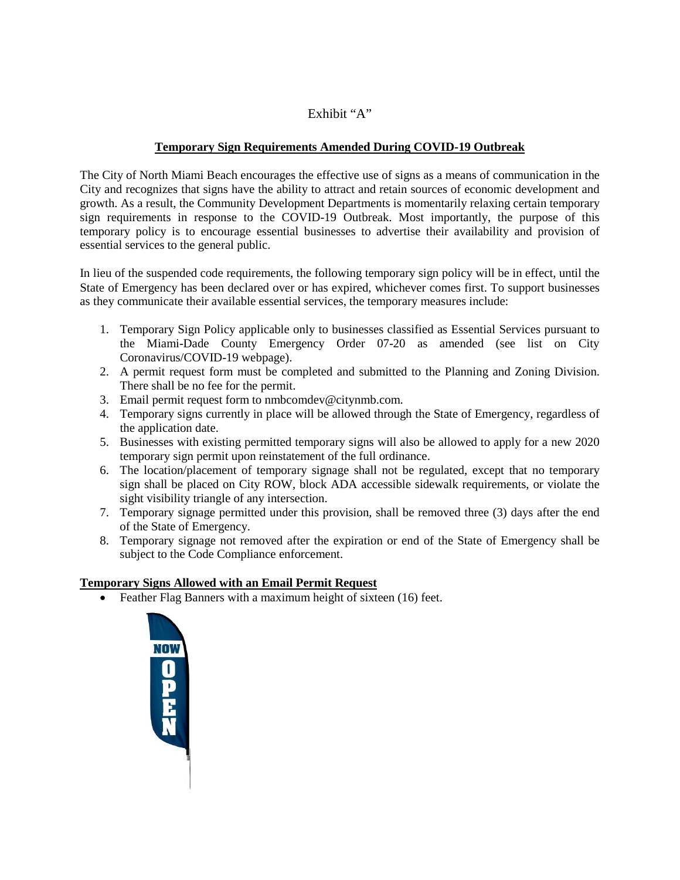Exhibit "A"

## Temporary Sign Requirements Amended During COVID-19 Outbreak

The City of North Miami Beach encourages the effective use of signs as a means of communication in the City and recognizes that signs have the ability to attract and retain sources of economic development and growth. As a result, the Community Development Departments is momentarily relaxing certain temporary sign requirements in response to the COVID-19 Outbreak. Most importantly, the purpose of this temporary policy is to encourage essential businesses to advertise their availability and provision of essential services to the general public.

In lieu of the suspended code requirements, the following temporary sign policy will be in effect, until the State of Emergency has been declared over or has expired, whichever comes first. To support businesses as they communicate their available essential services, the temporary measures include:

1. Temporary Sign Policy applicable only to businesses classified as Essential Services pursuant to the Miami-Dade County Emergency Order 07-20 as amended (see list on City Coronavirus/COVID-19 webpage).
2. A permit request form must be completed and submitted to the Planning and Zoning Division. There shall be no fee for the permit.
3. Email permit request form to nmbcomdev@citynmb.com.
4. Temporary signs currently in place will be allowed through the State of Emergency, regardless of the application date.
5. Businesses with existing permitted temporary signs will also be allowed to apply for a new 2020 temporary sign permit upon reinstatement of the full ordinance.
6. The location/placement of temporary signage shall not be regulated, except that no temporary sign shall be placed on City ROW, block ADA accessible sidewalk requirements, or violate the sight visibility triangle of any intersection.
7. Temporary signage permitted under this provision, shall be removed three (3) days after the end of the State of Emergency.
8. Temporary signage not removed after the expiration or end of the State of Emergency shall be subject to the Code Compliance enforcement.

### Temporary Signs Allowed with an Email Permit Request

- Feather Flag Banners with a maximum height of sixteen (16) feet.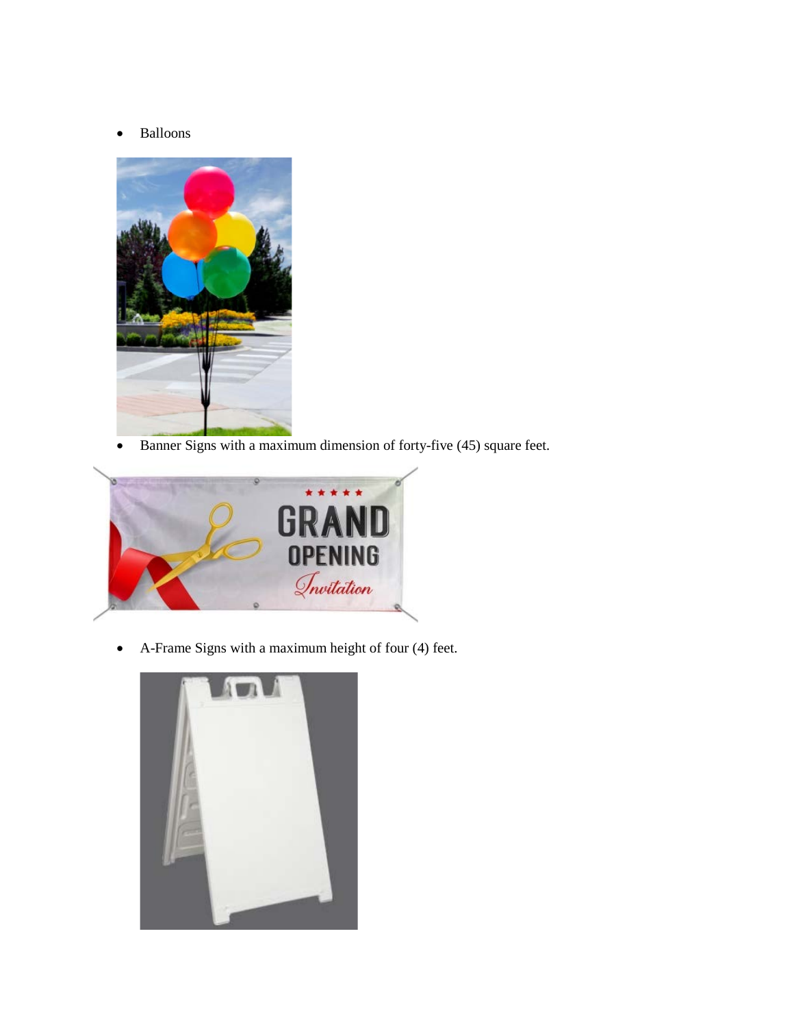- Balloons
- Banner Signs with a maximum dimension of forty-five (45) square feet.
- A-Frame Signs with a maximum height of four (4) feet.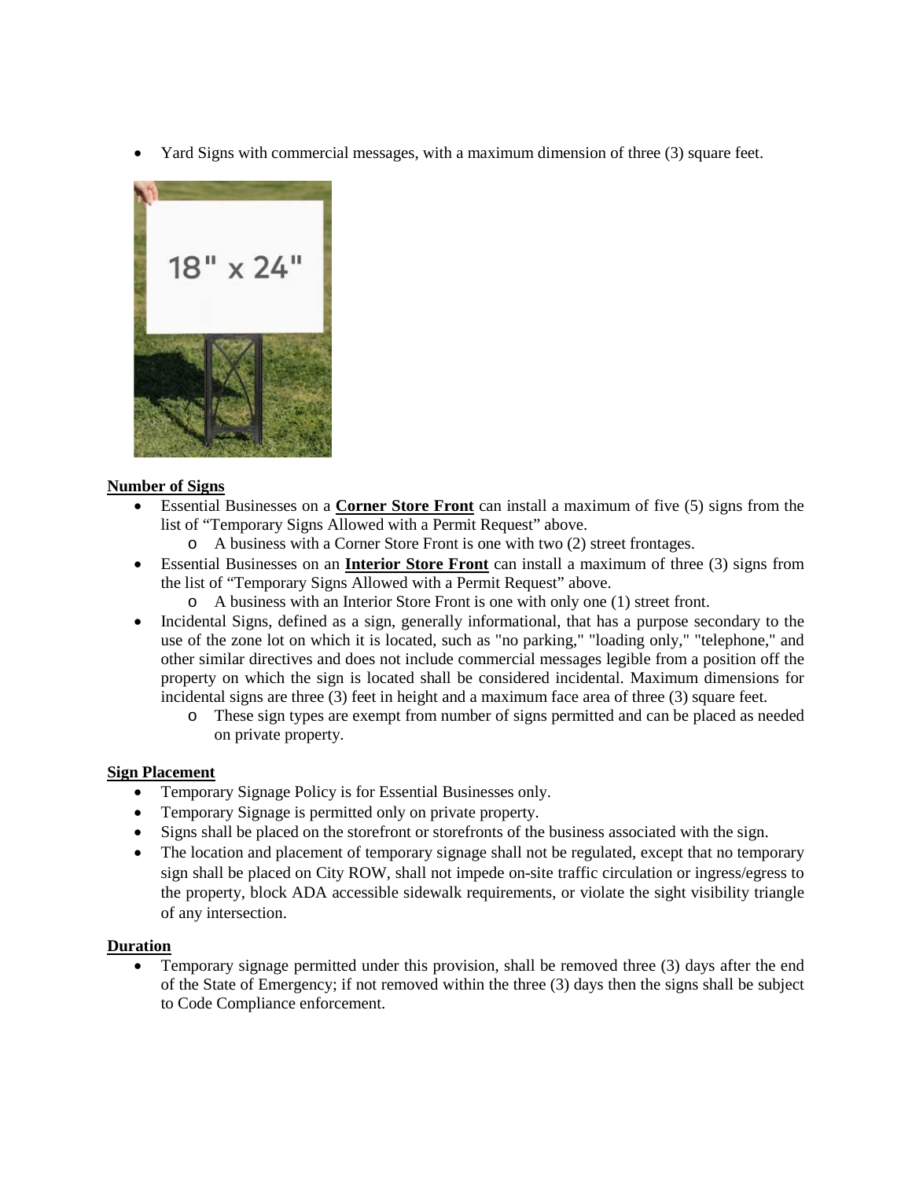- Yard Signs with commercial messages, with a maximum dimension of three (3) square feet.

**Number of Signs**

- Essential Businesses on a **Corner Store Front** can install a maximum of five (5) signs from the list of "Temporary Signs Allowed with a Permit Request" above.
  - A business with a Corner Store Front is one with two (2) street frontages.
- Essential Businesses on an **Interior Store Front** can install a maximum of three (3) signs from the list of "Temporary Signs Allowed with a Permit Request" above.
  - A business with an Interior Store Front is one with only one (1) street front.
- Incidental Signs, defined as a sign, generally informational, that has a purpose secondary to the use of the zone lot on which it is located, such as "no parking," "loading only," "telephone," and other similar directives and does not include commercial messages legible from a position off the property on which the sign is located shall be considered incidental. Maximum dimensions for incidental signs are three (3) feet in height and a maximum face area of three (3) square feet.
  - These sign types are exempt from number of signs permitted and can be placed as needed on private property.

**Sign Placement**

- Temporary Signage Policy is for Essential Businesses only.
- Temporary Signage is permitted only on private property.
- Signs shall be placed on the storefront or storefronts of the business associated with the sign.
- The location and placement of temporary signage shall not be regulated, except that no temporary sign shall be placed on City ROW, shall not impede on-site traffic circulation or ingress/egress to the property, block ADA accessible sidewalk requirements, or violate the sight visibility triangle of any intersection.

**Duration**

- Temporary signage permitted under this provision, shall be removed three (3) days after the end of the State of Emergency; if not removed within the three (3) days then the signs shall be subject to Code Compliance enforcement.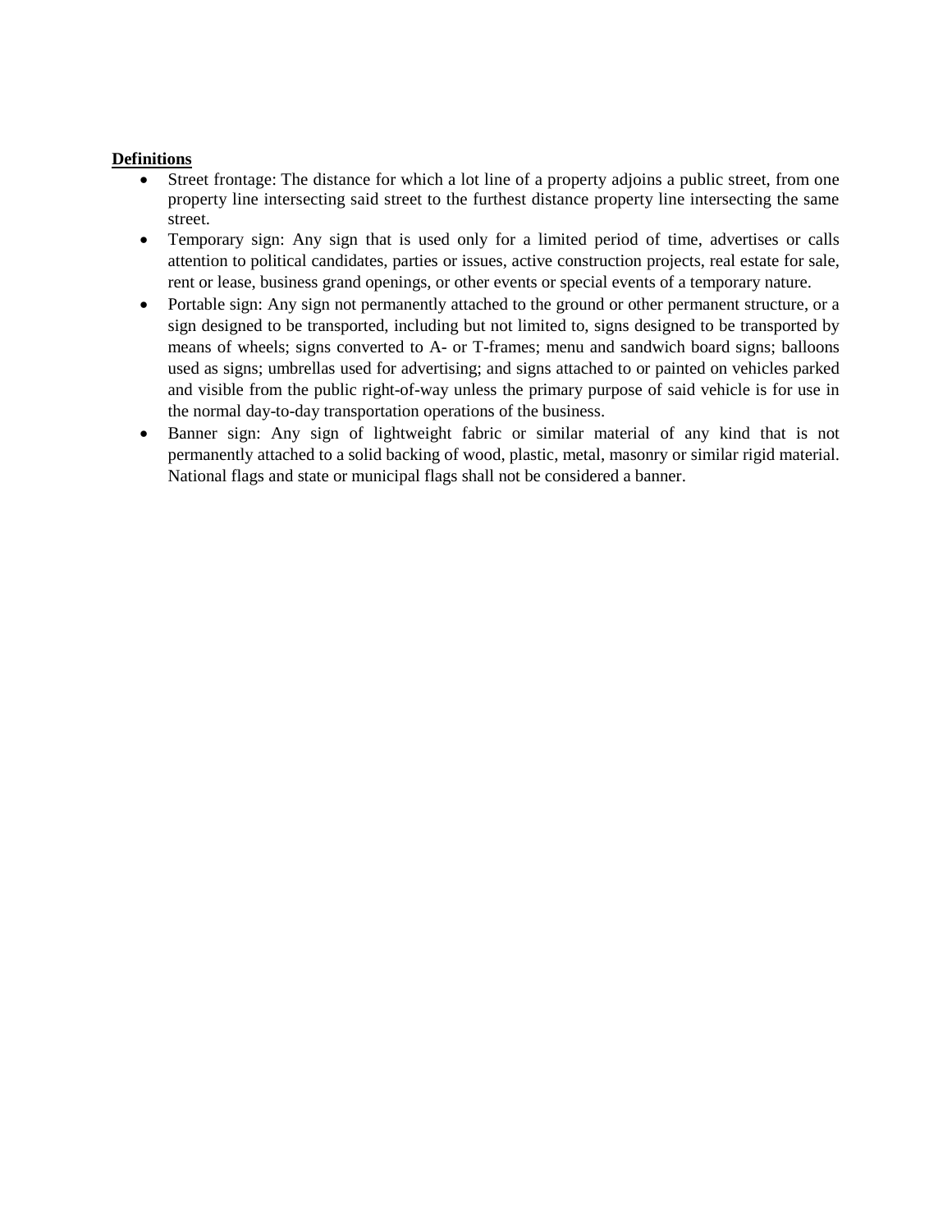**Definitions**

- Street frontage: The distance for which a lot line of a property adjoins a public street, from one property line intersecting said street to the furthest distance property line intersecting the same street.
- Temporary sign: Any sign that is used only for a limited period of time, advertises or calls attention to political candidates, parties or issues, active construction projects, real estate for sale, rent or lease, business grand openings, or other events or special events of a temporary nature.
- Portable sign: Any sign not permanently attached to the ground or other permanent structure, or a sign designed to be transported, including but not limited to, signs designed to be transported by means of wheels; signs converted to A- or T-frames; menu and sandwich board signs; balloons used as signs; umbrellas used for advertising; and signs attached to or painted on vehicles parked and visible from the public right-of-way unless the primary purpose of said vehicle is for use in the normal day-to-day transportation operations of the business.
- Banner sign: Any sign of lightweight fabric or similar material of any kind that is not permanently attached to a solid backing of wood, plastic, metal, masonry or similar rigid material. National flags and state or municipal flags shall not be considered a banner.